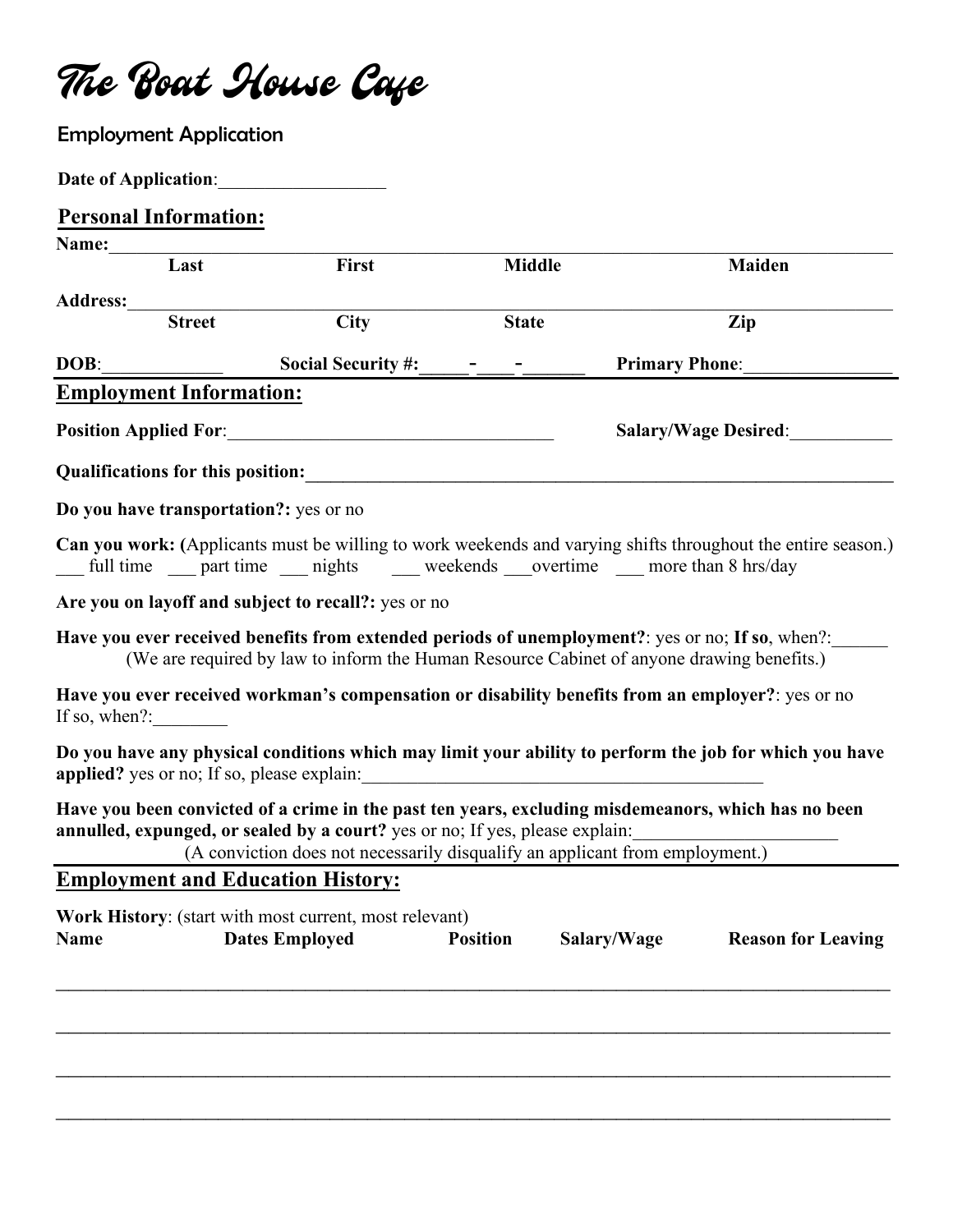# The Boat House Cafe

## Employment Application

**Date of Application**:__________________

### Personal Information:

**Name:**______________________________________________________________________________

| Last | First | Middle | Maiden |
|---|---|---|---|

**Address:**____________________________________________________________________________

| Street | City | State | Zip |
|---|---|---|---|

**DOB**:_____________ **Social Security #:**_____-____-______ **Primary Phone**:________________

### Employment Information:

**Position Applied For**:____________________________________ **Salary/Wage Desired**:___________

**Qualifications for this position:**______________________________________________________________

**Do you have transportation?:** yes or no

**Can you work: (**Applicants must be willing to work weekends and varying shifts throughout the entire season.)
___ full time ___ part time ___ nights ___ weekends ___overtime ___ more than 8 hrs/day

**Are you on layoff and subject to recall?:** yes or no

**Have you ever received benefits from extended periods of unemployment?**: yes or no; **If so**, when?:______
(We are required by law to inform the Human Resource Cabinet of anyone drawing benefits.)

**Have you ever received workman's compensation or disability benefits from an employer?**: yes or no
If so, when?:________

**Do you have any physical conditions which may limit your ability to perform the job for which you have applied?** yes or no; If so, please explain:_____________________________________________

**Have you been convicted of a crime in the past ten years, excluding misdemeanors, which has no been annulled, expunged, or sealed by a court?** yes or no; If yes, please explain:______________________
(A conviction does not necessarily disqualify an applicant from employment.)

### Employment and Education History:

**Work History**: (start with most current, most relevant)

| Name | Dates Employed | Position | Salary/Wage | Reason for Leaving |
|---|---|---|---|---|
| | | | | |
| | | | | |
| | | | | |
| | | | | |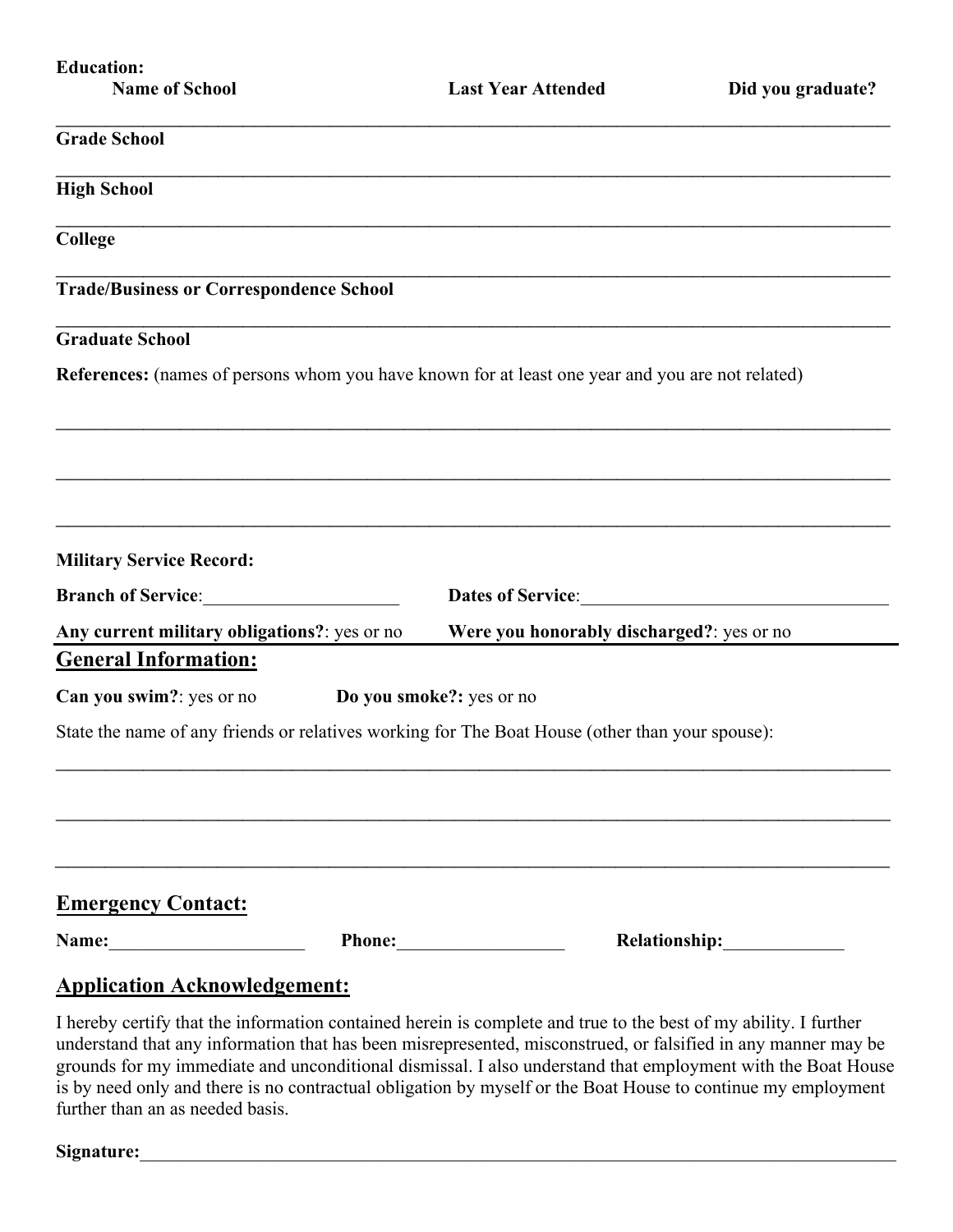**Education:**

| Name of School | Last Year Attended | Did you graduate? |
|---|---|---|
| **Grade School** | | |
| **High School** | | |
| **College** | | |
| **Trade/Business or Correspondence School** | | |
| **Graduate School** | | |

**References:** (names of persons whom you have known for at least one year and you are not related)

______________________________________________________________________________

______________________________________________________________________________

______________________________________________________________________________

**Military Service Record:**

**Branch of Service**:_____________________ **Dates of Service**:_________________________________

**Any current military obligations?**: yes or no **Were you honorably discharged?**: yes or no

## General Information:

**Can you swim?**: yes or no **Do you smoke?:** yes or no

State the name of any friends or relatives working for The Boat House (other than your spouse):

______________________________________________________________________________

______________________________________________________________________________

______________________________________________________________________________

## Emergency Contact:

**Name:**_____________________ **Phone:**__________________ **Relationship:**_____________

## Application Acknowledgement:

I hereby certify that the information contained herein is complete and true to the best of my ability. I further understand that any information that has been misrepresented, misconstrued, or falsified in any manner may be grounds for my immediate and unconditional dismissal. I also understand that employment with the Boat House is by need only and there is no contractual obligation by myself or the Boat House to continue my employment further than an as needed basis.

**Signature:**______________________________________________________________________________